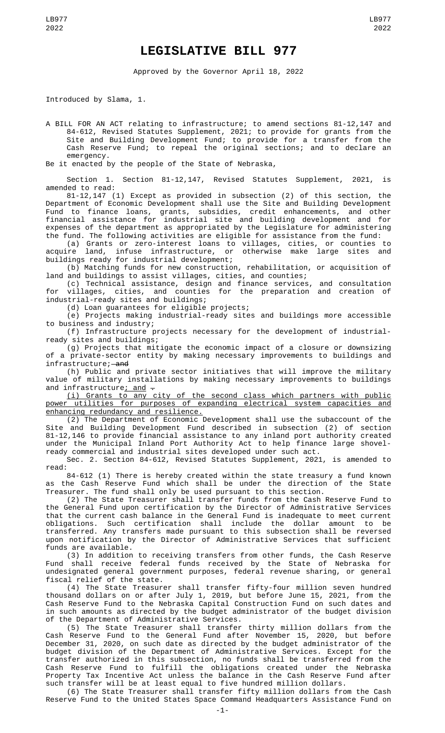# LEGISLATIVE BILL 977

Approved by the Governor April 18, 2022

Introduced by Slama, 1.

A BILL FOR AN ACT relating to infrastructure; to amend sections 81-12,147 and 84-612, Revised Statutes Supplement, 2021; to provide for grants from the Site and Building Development Fund; to provide for a transfer from the Cash Reserve Fund; to repeal the original sections; and to declare an emergency.

Be it enacted by the people of the State of Nebraska,

Section 1. Section 81-12,147, Revised Statutes Supplement, 2021, is amended to read:

81-12,147 (1) Except as provided in subsection (2) of this section, the Department of Economic Development shall use the Site and Building Development Fund to finance loans, grants, subsidies, credit enhancements, and other financial assistance for industrial site and building development and for expenses of the department as appropriated by the Legislature for administering the fund. The following activities are eligible for assistance from the fund:

(a) Grants or zero-interest loans to villages, cities, or counties to acquire land, infuse infrastructure, or otherwise make large sites and buildings ready for industrial development;

(b) Matching funds for new construction, rehabilitation, or acquisition of land and buildings to assist villages, cities, and counties;

(c) Technical assistance, design and finance services, and consultation for villages, cities, and counties for the preparation and creation of industrial-ready sites and buildings;

(d) Loan guarantees for eligible projects;

(e) Projects making industrial-ready sites and buildings more accessible to business and industry;

(f) Infrastructure projects necessary for the development of industrial-ready sites and buildings;

(g) Projects that mitigate the economic impact of a closure or downsizing of a private-sector entity by making necessary improvements to buildings and infrastructure; ~~and~~

(h) Public and private sector initiatives that will improve the military value of military installations by making necessary improvements to buildings and infrastructure; and ~~.~~

(i) Grants to any city of the second class which partners with public power utilities for purposes of expanding electrical system capacities and enhancing redundancy and resilience.

(2) The Department of Economic Development shall use the subaccount of the Site and Building Development Fund described in subsection (2) of section 81-12,146 to provide financial assistance to any inland port authority created under the Municipal Inland Port Authority Act to help finance large shovel-ready commercial and industrial sites developed under such act.

Sec. 2. Section 84-612, Revised Statutes Supplement, 2021, is amended to read:

84-612 (1) There is hereby created within the state treasury a fund known as the Cash Reserve Fund which shall be under the direction of the State Treasurer. The fund shall only be used pursuant to this section.

(2) The State Treasurer shall transfer funds from the Cash Reserve Fund to the General Fund upon certification by the Director of Administrative Services that the current cash balance in the General Fund is inadequate to meet current obligations. Such certification shall include the dollar amount to be transferred. Any transfers made pursuant to this subsection shall be reversed upon notification by the Director of Administrative Services that sufficient funds are available.

(3) In addition to receiving transfers from other funds, the Cash Reserve Fund shall receive federal funds received by the State of Nebraska for undesignated general government purposes, federal revenue sharing, or general fiscal relief of the state.

(4) The State Treasurer shall transfer fifty-four million seven hundred thousand dollars on or after July 1, 2019, but before June 15, 2021, from the Cash Reserve Fund to the Nebraska Capital Construction Fund on such dates and in such amounts as directed by the budget administrator of the budget division of the Department of Administrative Services.

(5) The State Treasurer shall transfer thirty million dollars from the Cash Reserve Fund to the General Fund after November 15, 2020, but before December 31, 2020, on such date as directed by the budget administrator of the budget division of the Department of Administrative Services. Except for the transfer authorized in this subsection, no funds shall be transferred from the Cash Reserve Fund to fulfill the obligations created under the Nebraska Property Tax Incentive Act unless the balance in the Cash Reserve Fund after such transfer will be at least equal to five hundred million dollars.

(6) The State Treasurer shall transfer fifty million dollars from the Cash Reserve Fund to the United States Space Command Headquarters Assistance Fund on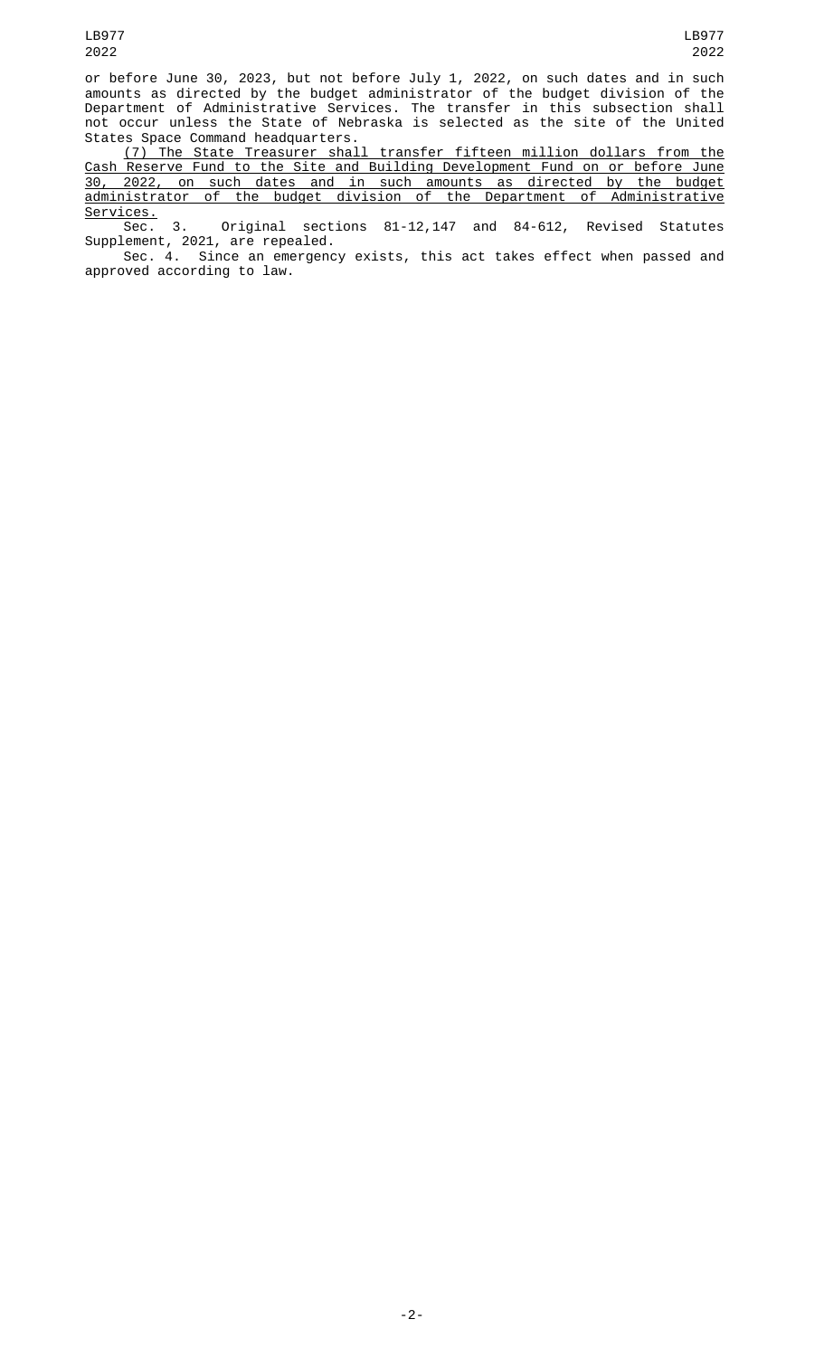or before June 30, 2023, but not before July 1, 2022, on such dates and in such amounts as directed by the budget administrator of the budget division of the Department of Administrative Services. The transfer in this subsection shall not occur unless the State of Nebraska is selected as the site of the United States Space Command headquarters.

(7) The State Treasurer shall transfer fifteen million dollars from the Cash Reserve Fund to the Site and Building Development Fund on or before June 30, 2022, on such dates and in such amounts as directed by the budget administrator of the budget division of the Department of Administrative Services.

Sec. 3. Original sections 81-12,147 and 84-612, Revised Statutes Supplement, 2021, are repealed.

Sec. 4. Since an emergency exists, this act takes effect when passed and approved according to law.